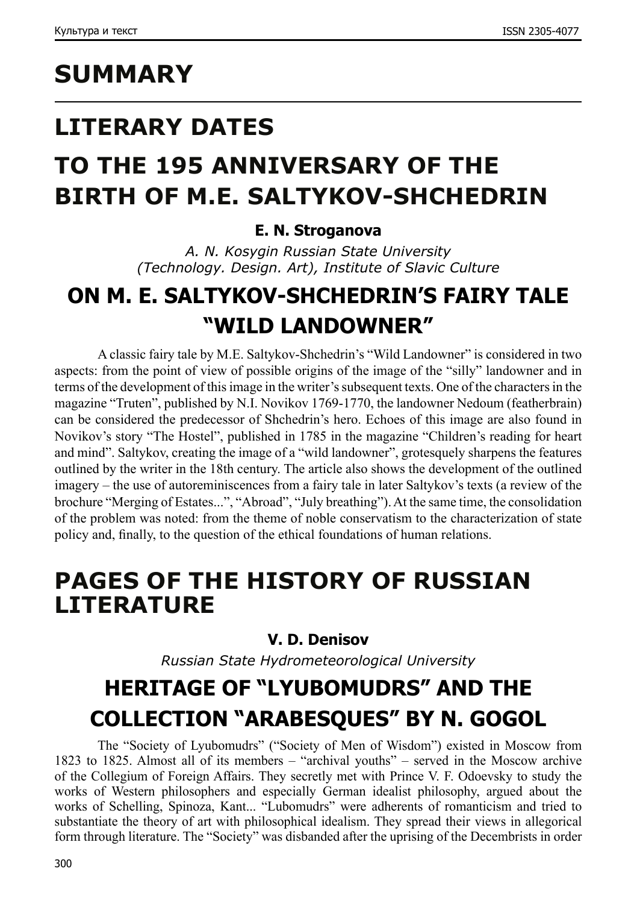# SUMMARY

## LITERARY DATES

## TO THE 195 ANNIVERSARY OF THE BIRTH OF M.E. SALTYKOV-SHCHEDRIN

**E. N. Stroganova**

*A. N. Kosygin Russian State University (Technology. Design. Art), Institute of Slavic Culture*

### ON M. E. SALTYKOV-SHCHEDRIN'S FAIRY TALE "WILD LANDOWNER"

A classic fairy tale by M.E. Saltykov-Shchedrin's "Wild Landowner" is considered in two aspects: from the point of view of possible origins of the image of the "silly" landowner and in terms of the development of this image in the writer's subsequent texts. One of the characters in the magazine "Truten", published by N.I. Novikov 1769-1770, the landowner Nedoum (featherbrain) can be considered the predecessor of Shchedrin's hero. Echoes of this image are also found in Novikov's story "The Hostel", published in 1785 in the magazine "Children's reading for heart and mind". Saltykov, creating the image of a "wild landowner", grotesquely sharpens the features outlined by the writer in the 18th century. The article also shows the development of the outlined imagery – the use of autoreminiscences from a fairy tale in later Saltykov's texts (a review of the brochure "Merging of Estates...", "Abroad", "July breathing"). At the same time, the consolidation of the problem was noted: from the theme of noble conservatism to the characterization of state policy and, finally, to the question of the ethical foundations of human relations.

## PAGES OF THE HISTORY OF RUSSIAN LITERATURE

**V. D. Denisov**

*Russian State Hydrometeorological University*

### HERITAGE OF "LYUBOMUDRS" AND THE COLLECTION "ARABESQUES" BY N. GOGOL

The "Society of Lyubomudrs" ("Society of Men of Wisdom") existed in Moscow from 1823 to 1825. Almost all of its members – "archival youths" – served in the Moscow archive of the Collegium of Foreign Affairs. They secretly met with Prince V. F. Odoevsky to study the works of Western philosophers and especially German idealist philosophy, argued about the works of Schelling, Spinoza, Kant... "Lubomudrs" were adherents of romanticism and tried to substantiate the theory of art with philosophical idealism. They spread their views in allegorical form through literature. The "Society" was disbanded after the uprising of the Decembrists in order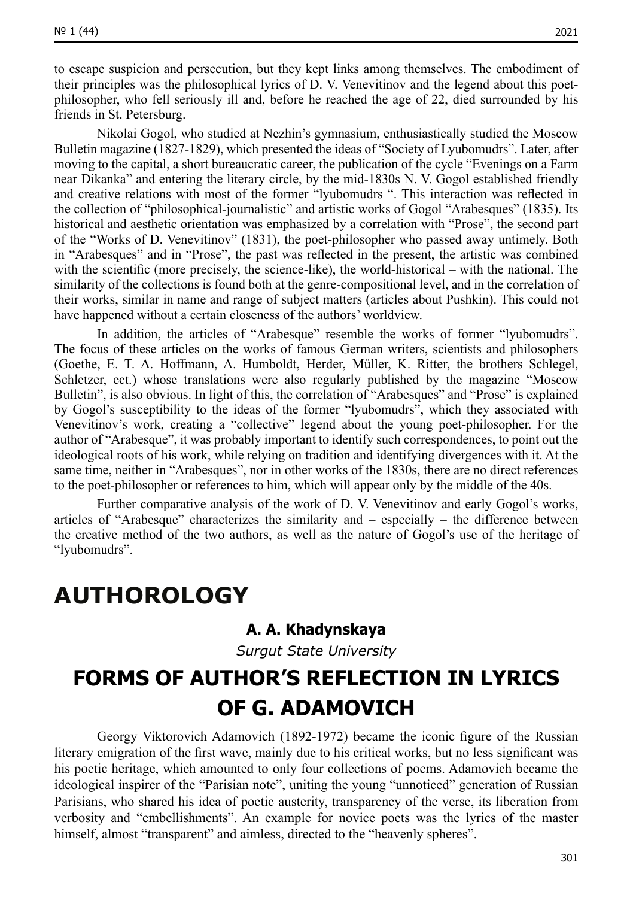to escape suspicion and persecution, but they kept links among themselves. The embodiment of their principles was the philosophical lyrics of D. V. Venevitinov and the legend about this poet-philosopher, who fell seriously ill and, before he reached the age of 22, died surrounded by his friends in St. Petersburg.

Nikolai Gogol, who studied at Nezhin's gymnasium, enthusiastically studied the Moscow Bulletin magazine (1827-1829), which presented the ideas of "Society of Lyubomudrs". Later, after moving to the capital, a short bureaucratic career, the publication of the cycle "Evenings on a Farm near Dikanka" and entering the literary circle, by the mid-1830s N. V. Gogol established friendly and creative relations with most of the former "lyubomudrs ". This interaction was reflected in the collection of "philosophical-journalistic" and artistic works of Gogol "Arabesques" (1835). Its historical and aesthetic orientation was emphasized by a correlation with "Prose", the second part of the "Works of D. Venevitinov" (1831), the poet-philosopher who passed away untimely. Both in "Arabesques" and in "Prose", the past was reflected in the present, the artistic was combined with the scientific (more precisely, the science-like), the world-historical – with the national. The similarity of the collections is found both at the genre-compositional level, and in the correlation of their works, similar in name and range of subject matters (articles about Pushkin). This could not have happened without a certain closeness of the authors' worldview.

In addition, the articles of "Arabesque" resemble the works of former "lyubomudrs". The focus of these articles on the works of famous German writers, scientists and philosophers (Goethe, E. T. A. Hoffmann, A. Humboldt, Herder, Müller, K. Ritter, the brothers Schlegel, Schletzer, ect.) whose translations were also regularly published by the magazine "Moscow Bulletin", is also obvious. In light of this, the correlation of "Arabesques" and "Prose" is explained by Gogol's susceptibility to the ideas of the former "lyubomudrs", which they associated with Venevitinov's work, creating a "collective" legend about the young poet-philosopher. For the author of "Arabesque", it was probably important to identify such correspondences, to point out the ideological roots of his work, while relying on tradition and identifying divergences with it. At the same time, neither in "Arabesques", nor in other works of the 1830s, there are no direct references to the poet-philosopher or references to him, which will appear only by the middle of the 40s.

Further comparative analysis of the work of D. V. Venevitinov and early Gogol's works, articles of "Arabesque" characterizes the similarity and – especially – the difference between the creative method of the two authors, as well as the nature of Gogol's use of the heritage of "lyubomudrs".

# AUTHOROLOGY

**A. A. Khadynskaya**

*Surgut State University*

## FORMS OF AUTHOR'S REFLECTION IN LYRICS OF G. ADAMOVICH

Georgy Viktorovich Adamovich (1892-1972) became the iconic figure of the Russian literary emigration of the first wave, mainly due to his critical works, but no less significant was his poetic heritage, which amounted to only four collections of poems. Adamovich became the ideological inspirer of the "Parisian note", uniting the young "unnoticed" generation of Russian Parisians, who shared his idea of poetic austerity, transparency of the verse, its liberation from verbosity and "embellishments". An example for novice poets was the lyrics of the master himself, almost "transparent" and aimless, directed to the "heavenly spheres".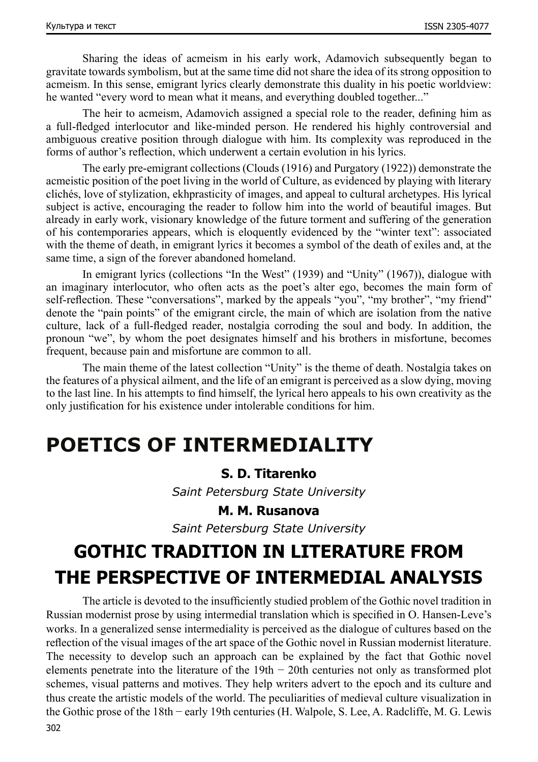Sharing the ideas of acmeism in his early work, Adamovich subsequently began to gravitate towards symbolism, but at the same time did not share the idea of its strong opposition to acmeism. In this sense, emigrant lyrics clearly demonstrate this duality in his poetic worldview: he wanted "every word to mean what it means, and everything doubled together..."

The heir to acmeism, Adamovich assigned a special role to the reader, defining him as a full-fledged interlocutor and like-minded person. He rendered his highly controversial and ambiguous creative position through dialogue with him. Its complexity was reproduced in the forms of author's reflection, which underwent a certain evolution in his lyrics.

The early pre-emigrant collections (Clouds (1916) and Purgatory (1922)) demonstrate the acmeistic position of the poet living in the world of Culture, as evidenced by playing with literary clichés, love of stylization, ekhprasticity of images, and appeal to cultural archetypes. His lyrical subject is active, encouraging the reader to follow him into the world of beautiful images. But already in early work, visionary knowledge of the future torment and suffering of the generation of his contemporaries appears, which is eloquently evidenced by the "winter text": associated with the theme of death, in emigrant lyrics it becomes a symbol of the death of exiles and, at the same time, a sign of the forever abandoned homeland.

In emigrant lyrics (collections "In the West" (1939) and "Unity" (1967)), dialogue with an imaginary interlocutor, who often acts as the poet's alter ego, becomes the main form of self-reflection. These "conversations", marked by the appeals "you", "my brother", "my friend" denote the "pain points" of the emigrant circle, the main of which are isolation from the native culture, lack of a full-fledged reader, nostalgia corroding the soul and body. In addition, the pronoun "we", by whom the poet designates himself and his brothers in misfortune, becomes frequent, because pain and misfortune are common to all.

The main theme of the latest collection "Unity" is the theme of death. Nostalgia takes on the features of a physical ailment, and the life of an emigrant is perceived as a slow dying, moving to the last line. In his attempts to find himself, the lyrical hero appeals to his own creativity as the only justification for his existence under intolerable conditions for him.

# POETICS OF INTERMEDIALITY

**S. D. Titarenko**

*Saint Petersburg State University*

**M. M. Rusanova**

*Saint Petersburg State University*

## GOTHIC TRADITION IN LITERATURE FROM THE PERSPECTIVE OF INTERMEDIAL ANALYSIS

The article is devoted to the insufficiently studied problem of the Gothic novel tradition in Russian modernist prose by using intermedial translation which is specified in O. Hansen-Leve's works. In a generalized sense intermediality is perceived as the dialogue of cultures based on the reflection of the visual images of the art space of the Gothic novel in Russian modernist literature. The necessity to develop such an approach can be explained by the fact that Gothic novel elements penetrate into the literature of the 19th − 20th centuries not only as transformed plot schemes, visual patterns and motives. They help writers advert to the epoch and its culture and thus create the artistic models of the world. The peculiarities of medieval culture visualization in the Gothic prose of the 18th − early 19th centuries (H. Walpole, S. Lee, A. Radcliffe, M. G. Lewis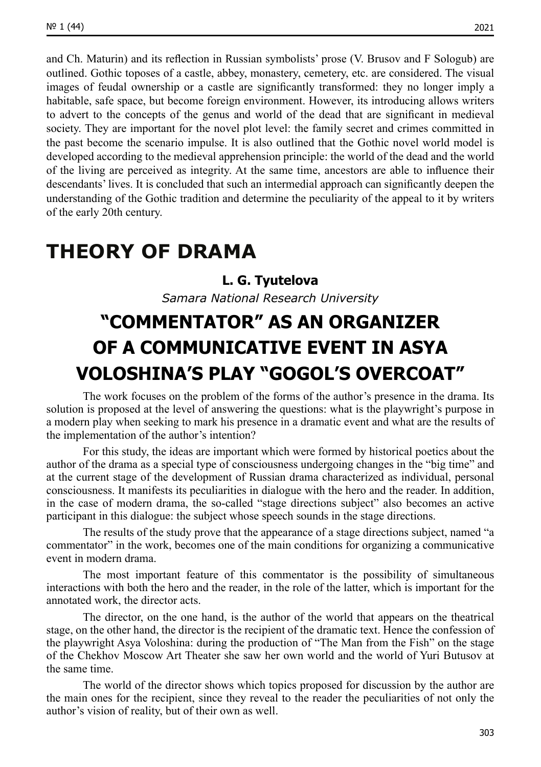and Ch. Maturin) and its reflection in Russian symbolists' prose (V. Brusov and F Sologub) are outlined. Gothic toposes of a castle, abbey, monastery, cemetery, etc. are considered. The visual images of feudal ownership or a castle are significantly transformed: they no longer imply a habitable, safe space, but become foreign environment. However, its introducing allows writers to advert to the concepts of the genus and world of the dead that are significant in medieval society. They are important for the novel plot level: the family secret and crimes committed in the past become the scenario impulse. It is also outlined that the Gothic novel world model is developed according to the medieval apprehension principle: the world of the dead and the world of the living are perceived as integrity. At the same time, ancestors are able to influence their descendants' lives. It is concluded that such an intermedial approach can significantly deepen the understanding of the Gothic tradition and determine the peculiarity of the appeal to it by writers of the early 20th century.

# THEORY OF DRAMA

**L. G. Tyutelova**

*Samara National Research University*

## "COMMENTATOR" AS AN ORGANIZER OF A COMMUNICATIVE EVENT IN ASYA VOLOSHINA'S PLAY "GOGOL'S OVERCOAT"

The work focuses on the problem of the forms of the author's presence in the drama. Its solution is proposed at the level of answering the questions: what is the playwright's purpose in a modern play when seeking to mark his presence in a dramatic event and what are the results of the implementation of the author's intention?

For this study, the ideas are important which were formed by historical poetics about the author of the drama as a special type of consciousness undergoing changes in the "big time" and at the current stage of the development of Russian drama characterized as individual, personal consciousness. It manifests its peculiarities in dialogue with the hero and the reader. In addition, in the case of modern drama, the so-called "stage directions subject" also becomes an active participant in this dialogue: the subject whose speech sounds in the stage directions.

The results of the study prove that the appearance of a stage directions subject, named "a commentator" in the work, becomes one of the main conditions for organizing a communicative event in modern drama.

The most important feature of this commentator is the possibility of simultaneous interactions with both the hero and the reader, in the role of the latter, which is important for the annotated work, the director acts.

The director, on the one hand, is the author of the world that appears on the theatrical stage, on the other hand, the director is the recipient of the dramatic text. Hence the confession of the playwright Asya Voloshina: during the production of "The Man from the Fish" on the stage of the Chekhov Moscow Art Theater she saw her own world and the world of Yuri Butusov at the same time.

The world of the director shows which topics proposed for discussion by the author are the main ones for the recipient, since they reveal to the reader the peculiarities of not only the author's vision of reality, but of their own as well.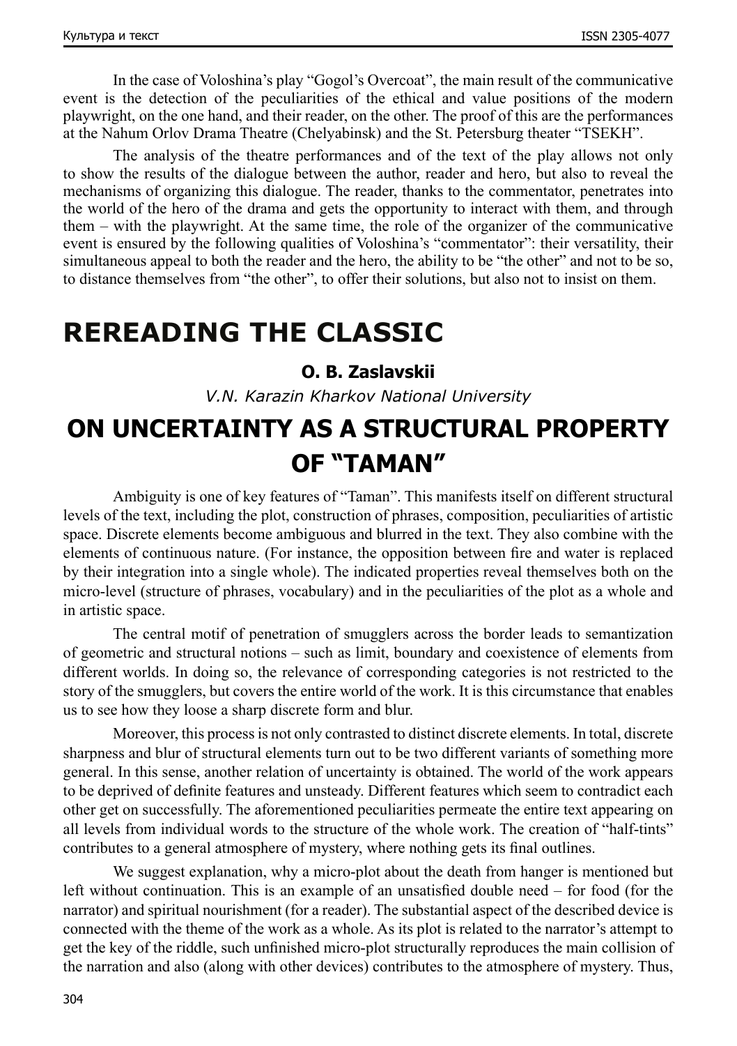In the case of Voloshina's play "Gogol's Overcoat", the main result of the communicative event is the detection of the peculiarities of the ethical and value positions of the modern playwright, on the one hand, and their reader, on the other. The proof of this are the performances at the Nahum Orlov Drama Theatre (Chelyabinsk) and the St. Petersburg theater "TSEKH".

The analysis of the theatre performances and of the text of the play allows not only to show the results of the dialogue between the author, reader and hero, but also to reveal the mechanisms of organizing this dialogue. The reader, thanks to the commentator, penetrates into the world of the hero of the drama and gets the opportunity to interact with them, and through them – with the playwright. At the same time, the role of the organizer of the communicative event is ensured by the following qualities of Voloshina's "commentator": their versatility, their simultaneous appeal to both the reader and the hero, the ability to be "the other" and not to be so, to distance themselves from "the other", to offer their solutions, but also not to insist on them.

# REREADING THE CLASSIC

**O. B. Zaslavskii**

*V.N. Karazin Kharkov National University*

## ON UNCERTAINTY AS A STRUCTURAL PROPERTY OF "TAMAN"

Ambiguity is one of key features of "Taman". This manifests itself on different structural levels of the text, including the plot, construction of phrases, composition, peculiarities of artistic space. Discrete elements become ambiguous and blurred in the text. They also combine with the elements of continuous nature. (For instance, the opposition between fire and water is replaced by their integration into a single whole). The indicated properties reveal themselves both on the micro-level (structure of phrases, vocabulary) and in the peculiarities of the plot as a whole and in artistic space.

The central motif of penetration of smugglers across the border leads to semantization of geometric and structural notions – such as limit, boundary and coexistence of elements from different worlds. In doing so, the relevance of corresponding categories is not restricted to the story of the smugglers, but covers the entire world of the work. It is this circumstance that enables us to see how they loose a sharp discrete form and blur.

Moreover, this process is not only contrasted to distinct discrete elements. In total, discrete sharpness and blur of structural elements turn out to be two different variants of something more general. In this sense, another relation of uncertainty is obtained. The world of the work appears to be deprived of definite features and unsteady. Different features which seem to contradict each other get on successfully. The aforementioned peculiarities permeate the entire text appearing on all levels from individual words to the structure of the whole work. The creation of "half-tints" contributes to a general atmosphere of mystery, where nothing gets its final outlines.

We suggest explanation, why a micro-plot about the death from hanger is mentioned but left without continuation. This is an example of an unsatisfied double need – for food (for the narrator) and spiritual nourishment (for a reader). The substantial aspect of the described device is connected with the theme of the work as a whole. As its plot is related to the narrator's attempt to get the key of the riddle, such unfinished micro-plot structurally reproduces the main collision of the narration and also (along with other devices) contributes to the atmosphere of mystery. Thus,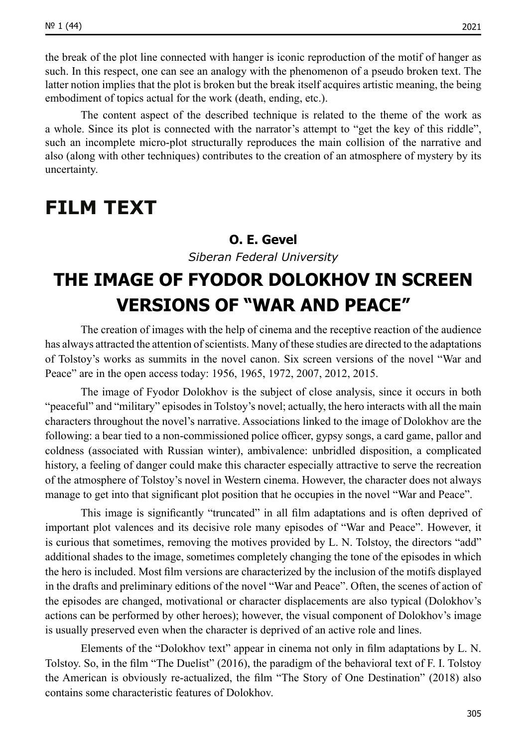the break of the plot line connected with hanger is iconic reproduction of the motif of hanger as such. In this respect, one can see an analogy with the phenomenon of a pseudo broken text. The latter notion implies that the plot is broken but the break itself acquires artistic meaning, the being embodiment of topics actual for the work (death, ending, etc.).

The content aspect of the described technique is related to the theme of the work as a whole. Since its plot is connected with the narrator's attempt to "get the key of this riddle", such an incomplete micro-plot structurally reproduces the main collision of the narrative and also (along with other techniques) contributes to the creation of an atmosphere of mystery by its uncertainty.

# FILM TEXT

**O. E. Gevel**

*Siberan Federal University*

## THE IMAGE OF FYODOR DOLOKHOV IN SCREEN VERSIONS OF "WAR AND PEACE"

The creation of images with the help of cinema and the receptive reaction of the audience has always attracted the attention of scientists. Many of these studies are directed to the adaptations of Tolstoy's works as summits in the novel canon. Six screen versions of the novel "War and Peace" are in the open access today: 1956, 1965, 1972, 2007, 2012, 2015.

The image of Fyodor Dolokhov is the subject of close analysis, since it occurs in both "peaceful" and "military" episodes in Tolstoy's novel; actually, the hero interacts with all the main characters throughout the novel's narrative. Associations linked to the image of Dolokhov are the following: a bear tied to a non-commissioned police officer, gypsy songs, a card game, pallor and coldness (associated with Russian winter), ambivalence: unbridled disposition, a complicated history, a feeling of danger could make this character especially attractive to serve the recreation of the atmosphere of Tolstoy's novel in Western cinema. However, the character does not always manage to get into that significant plot position that he occupies in the novel "War and Peace".

This image is significantly "truncated" in all film adaptations and is often deprived of important plot valences and its decisive role many episodes of "War and Peace". However, it is curious that sometimes, removing the motives provided by L. N. Tolstoy, the directors "add" additional shades to the image, sometimes completely changing the tone of the episodes in which the hero is included. Most film versions are characterized by the inclusion of the motifs displayed in the drafts and preliminary editions of the novel "War and Peace". Often, the scenes of action of the episodes are changed, motivational or character displacements are also typical (Dolokhov's actions can be performed by other heroes); however, the visual component of Dolokhov's image is usually preserved even when the character is deprived of an active role and lines.

Elements of the "Dolokhov text" appear in cinema not only in film adaptations by L. N. Tolstoy. So, in the film "The Duelist" (2016), the paradigm of the behavioral text of F. I. Tolstoy the American is obviously re-actualized, the film "The Story of One Destination" (2018) also contains some characteristic features of Dolokhov.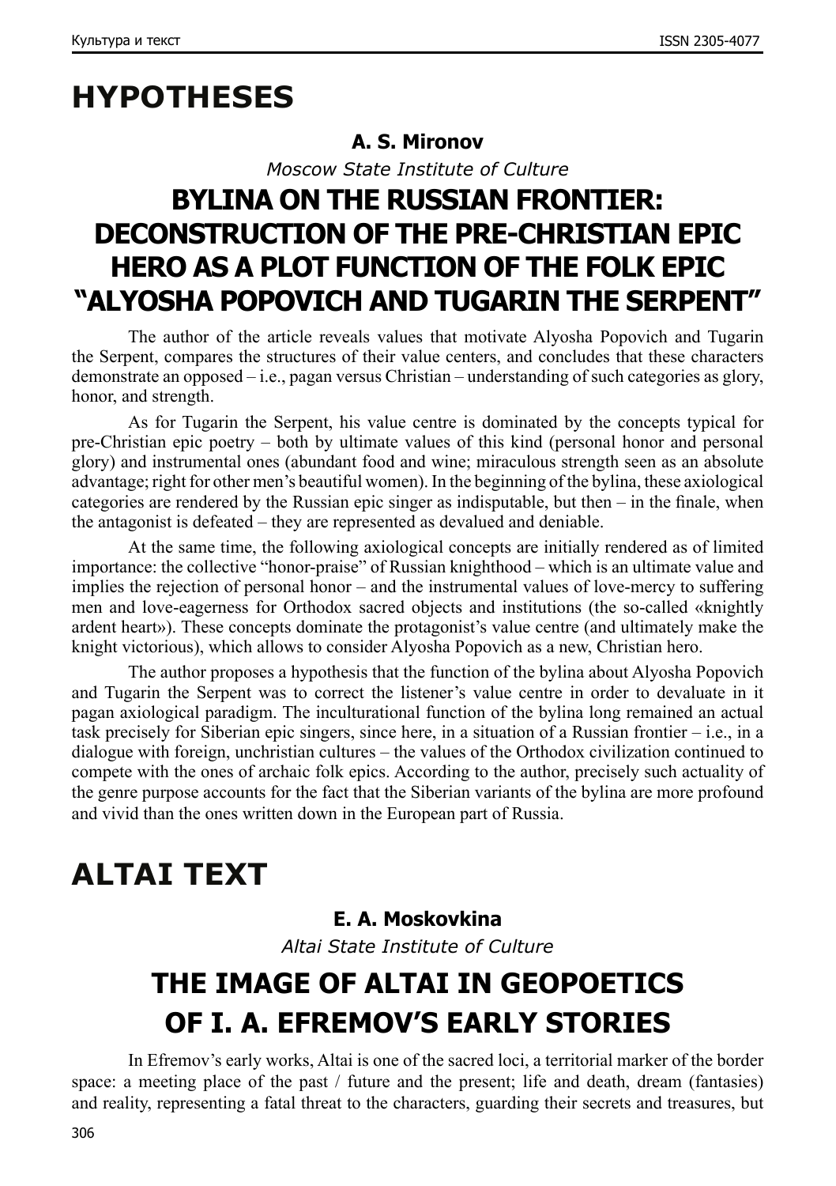# HYPOTHESES

**A. S. Mironov**

*Moscow State Institute of Culture*

## BYLINA ON THE RUSSIAN FRONTIER: DECONSTRUCTION OF THE PRE-CHRISTIAN EPIC HERO AS A PLOT FUNCTION OF THE FOLK EPIC "ALYOSHA POPOVICH AND TUGARIN THE SERPENT"

The author of the article reveals values that motivate Alyosha Popovich and Tugarin the Serpent, compares the structures of their value centers, and concludes that these characters demonstrate an opposed – i.e., pagan versus Christian – understanding of such categories as glory, honor, and strength.

As for Tugarin the Serpent, his value centre is dominated by the concepts typical for pre-Christian epic poetry – both by ultimate values of this kind (personal honor and personal glory) and instrumental ones (abundant food and wine; miraculous strength seen as an absolute advantage; right for other men's beautiful women). In the beginning of the bylina, these axiological categories are rendered by the Russian epic singer as indisputable, but then – in the finale, when the antagonist is defeated – they are represented as devalued and deniable.

At the same time, the following axiological concepts are initially rendered as of limited importance: the collective "honor-praise" of Russian knighthood – which is an ultimate value and implies the rejection of personal honor – and the instrumental values of love-mercy to suffering men and love-eagerness for Orthodox sacred objects and institutions (the so-called «knightly ardent heart»). These concepts dominate the protagonist's value centre (and ultimately make the knight victorious), which allows to consider Alyosha Popovich as a new, Christian hero.

The author proposes a hypothesis that the function of the bylina about Alyosha Popovich and Tugarin the Serpent was to correct the listener's value centre in order to devaluate in it pagan axiological paradigm. The inculturational function of the bylina long remained an actual task precisely for Siberian epic singers, since here, in a situation of a Russian frontier – i.e., in a dialogue with foreign, unchristian cultures – the values of the Orthodox civilization continued to compete with the ones of archaic folk epics. According to the author, precisely such actuality of the genre purpose accounts for the fact that the Siberian variants of the bylina are more profound and vivid than the ones written down in the European part of Russia.

# ALTAI TEXT

**E. A. Moskovkina**

*Altai State Institute of Culture*

## THE IMAGE OF ALTAI IN GEOPOETICS OF I. A. EFREMOV'S EARLY STORIES

In Efremov's early works, Altai is one of the sacred loci, a territorial marker of the border space: a meeting place of the past / future and the present; life and death, dream (fantasies) and reality, representing a fatal threat to the characters, guarding their secrets and treasures, but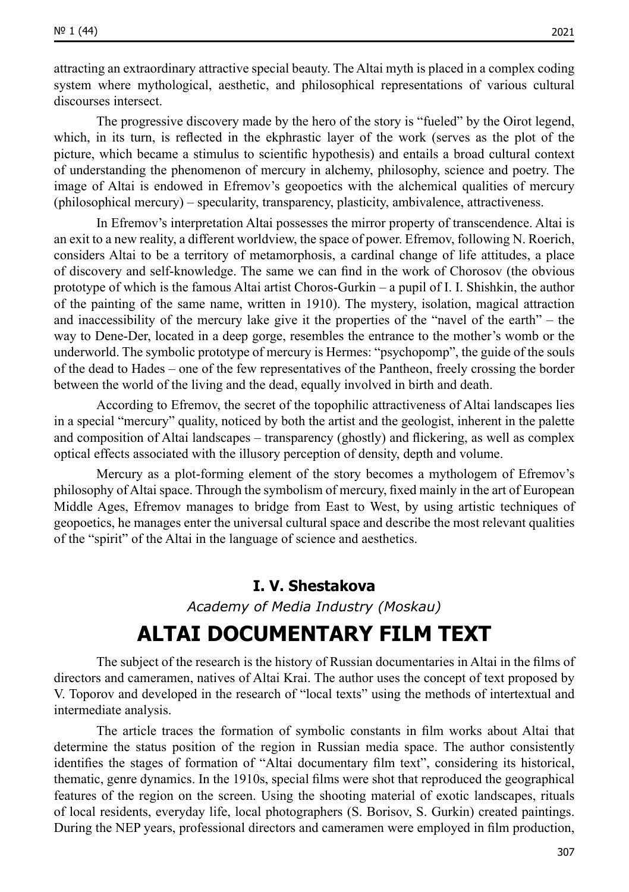attracting an extraordinary attractive special beauty. The Altai myth is placed in a complex coding system where mythological, aesthetic, and philosophical representations of various cultural discourses intersect.

The progressive discovery made by the hero of the story is "fueled" by the Oirot legend, which, in its turn, is reflected in the ekphrastic layer of the work (serves as the plot of the picture, which became a stimulus to scientific hypothesis) and entails a broad cultural context of understanding the phenomenon of mercury in alchemy, philosophy, science and poetry. The image of Altai is endowed in Efremov's geopoetics with the alchemical qualities of mercury (philosophical mercury) – specularity, transparency, plasticity, ambivalence, attractiveness.

In Efremov's interpretation Altai possesses the mirror property of transcendence. Altai is an exit to a new reality, a different worldview, the space of power. Efremov, following N. Roerich, considers Altai to be a territory of metamorphosis, a cardinal change of life attitudes, a place of discovery and self-knowledge. The same we can find in the work of Chorosov (the obvious prototype of which is the famous Altai artist Choros-Gurkin – a pupil of I. I. Shishkin, the author of the painting of the same name, written in 1910). The mystery, isolation, magical attraction and inaccessibility of the mercury lake give it the properties of the "navel of the earth" – the way to Dene-Der, located in a deep gorge, resembles the entrance to the mother's womb or the underworld. The symbolic prototype of mercury is Hermes: "psychopomp", the guide of the souls of the dead to Hades – one of the few representatives of the Pantheon, freely crossing the border between the world of the living and the dead, equally involved in birth and death.

According to Efremov, the secret of the topophilic attractiveness of Altai landscapes lies in a special "mercury" quality, noticed by both the artist and the geologist, inherent in the palette and composition of Altai landscapes – transparency (ghostly) and flickering, as well as complex optical effects associated with the illusory perception of density, depth and volume.

Mercury as a plot-forming element of the story becomes a mythologem of Efremov's philosophy of Altai space. Through the symbolism of mercury, fixed mainly in the art of European Middle Ages, Efremov manages to bridge from East to West, by using artistic techniques of geopoetics, he manages enter the universal cultural space and describe the most relevant qualities of the "spirit" of the Altai in the language of science and aesthetics.

**I. V. Shestakova**

*Academy of Media Industry (Moskau)*

# ALTAI DOCUMENTARY FILM TEXT

The subject of the research is the history of Russian documentaries in Altai in the films of directors and cameramen, natives of Altai Krai. The author uses the concept of text proposed by V. Toporov and developed in the research of "local texts" using the methods of intertextual and intermediate analysis.

The article traces the formation of symbolic constants in film works about Altai that determine the status position of the region in Russian media space. The author consistently identifies the stages of formation of "Altai documentary film text", considering its historical, thematic, genre dynamics. In the 1910s, special films were shot that reproduced the geographical features of the region on the screen. Using the shooting material of exotic landscapes, rituals of local residents, everyday life, local photographers (S. Borisov, S. Gurkin) created paintings. During the NEP years, professional directors and cameramen were employed in film production,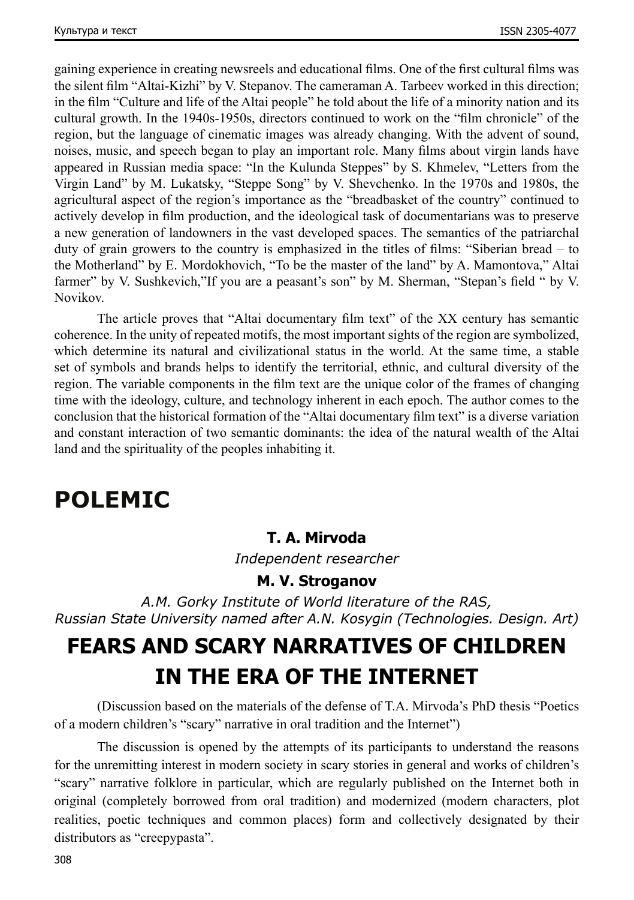gaining experience in creating newsreels and educational films. One of the first cultural films was the silent film "Altai-Kizhi" by V. Stepanov. The cameraman A. Tarbeev worked in this direction; in the film "Culture and life of the Altai people" he told about the life of a minority nation and its cultural growth. In the 1940s-1950s, directors continued to work on the "film chronicle" of the region, but the language of cinematic images was already changing. With the advent of sound, noises, music, and speech began to play an important role. Many films about virgin lands have appeared in Russian media space: "In the Kulunda Steppes" by S. Khmelev, "Letters from the Virgin Land" by M. Lukatsky, "Steppe Song" by V. Shevchenko. In the 1970s and 1980s, the agricultural aspect of the region's importance as the "breadbasket of the country" continued to actively develop in film production, and the ideological task of documentarians was to preserve a new generation of landowners in the vast developed spaces. The semantics of the patriarchal duty of grain growers to the country is emphasized in the titles of films: "Siberian bread – to the Motherland" by E. Mordokhovich, "To be the master of the land" by A. Mamontova," Altai farmer" by V. Sushkevich,"If you are a peasant's son" by M. Sherman, "Stepan's field " by V. Novikov.

The article proves that "Altai documentary film text" of the XX century has semantic coherence. In the unity of repeated motifs, the most important sights of the region are symbolized, which determine its natural and civilizational status in the world. At the same time, a stable set of symbols and brands helps to identify the territorial, ethnic, and cultural diversity of the region. The variable components in the film text are the unique color of the frames of changing time with the ideology, culture, and technology inherent in each epoch. The author comes to the conclusion that the historical formation of the "Altai documentary film text" is a diverse variation and constant interaction of two semantic dominants: the idea of the natural wealth of the Altai land and the spirituality of the peoples inhabiting it.

# POLEMIC

**T. A. Mirvoda**

*Independent researcher*

**M. V. Stroganov**

*A.M. Gorky Institute of World literature of the RAS,*
*Russian State University named after A.N. Kosygin (Technologies. Design. Art)*

## FEARS AND SCARY NARRATIVES OF CHILDREN IN THE ERA OF THE INTERNET

(Discussion based on the materials of the defense of T.A. Mirvoda's PhD thesis "Poetics of a modern children's "scary" narrative in oral tradition and the Internet")

The discussion is opened by the attempts of its participants to understand the reasons for the unremitting interest in modern society in scary stories in general and works of children's "scary" narrative folklore in particular, which are regularly published on the Internet both in original (completely borrowed from oral tradition) and modernized (modern characters, plot realities, poetic techniques and common places) form and collectively designated by their distributors as "creepypasta".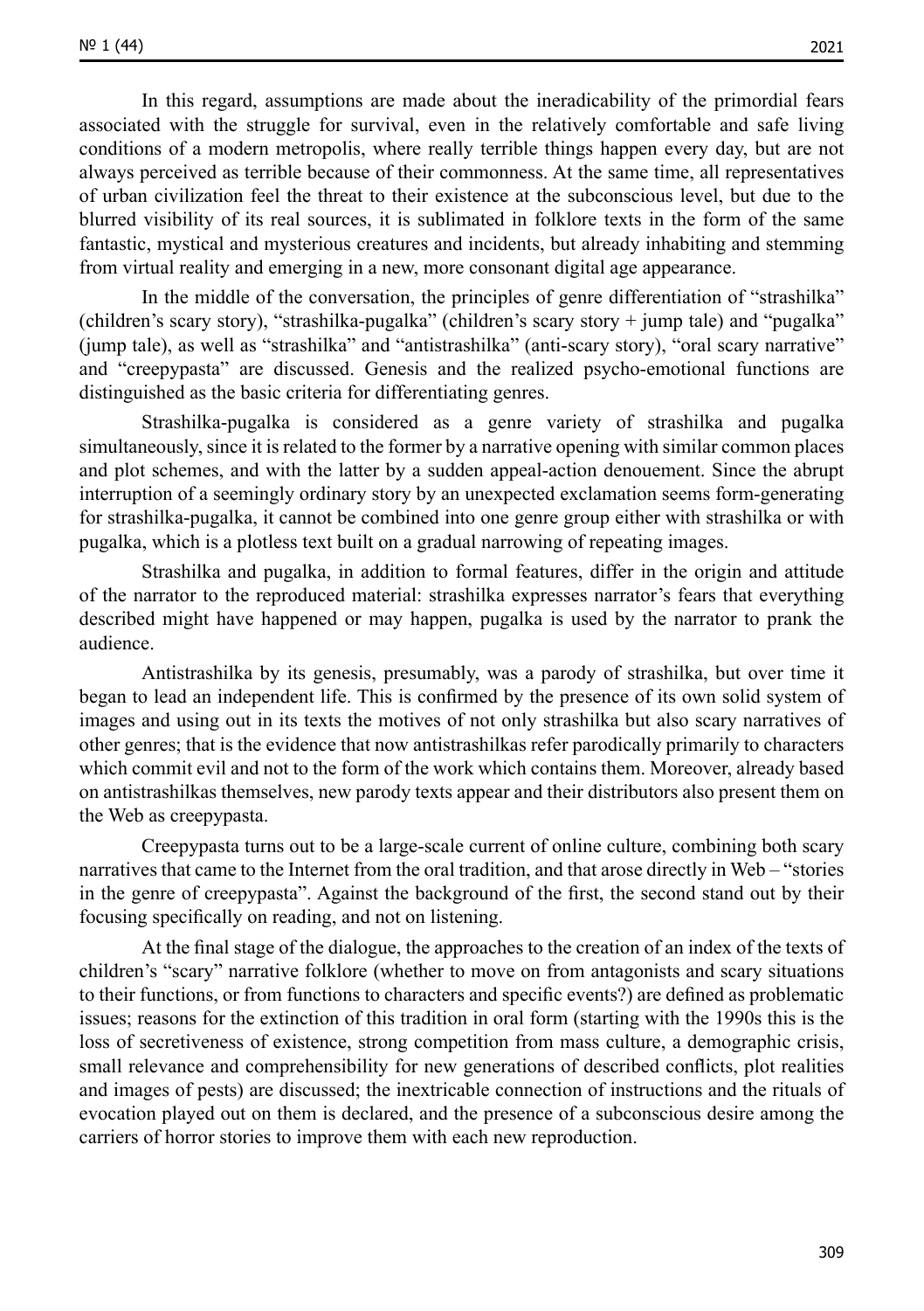In this regard, assumptions are made about the ineradicability of the primordial fears associated with the struggle for survival, even in the relatively comfortable and safe living conditions of a modern metropolis, where really terrible things happen every day, but are not always perceived as terrible because of their commonness. At the same time, all representatives of urban civilization feel the threat to their existence at the subconscious level, but due to the blurred visibility of its real sources, it is sublimated in folklore texts in the form of the same fantastic, mystical and mysterious creatures and incidents, but already inhabiting and stemming from virtual reality and emerging in a new, more consonant digital age appearance.

In the middle of the conversation, the principles of genre differentiation of "strashilka" (children's scary story), "strashilka-pugalka" (children's scary story + jump tale) and "pugalka" (jump tale), as well as "strashilka" and "antistrashilka" (anti-scary story), "oral scary narrative" and "creepypasta" are discussed. Genesis and the realized psycho-emotional functions are distinguished as the basic criteria for differentiating genres.

Strashilka-pugalka is considered as a genre variety of strashilka and pugalka simultaneously, since it is related to the former by a narrative opening with similar common places and plot schemes, and with the latter by a sudden appeal-action denouement. Since the abrupt interruption of a seemingly ordinary story by an unexpected exclamation seems form-generating for strashilka-pugalka, it cannot be combined into one genre group either with strashilka or with pugalka, which is a plotless text built on a gradual narrowing of repeating images.

Strashilka and pugalka, in addition to formal features, differ in the origin and attitude of the narrator to the reproduced material: strashilka expresses narrator's fears that everything described might have happened or may happen, pugalka is used by the narrator to prank the audience.

Antistrashilka by its genesis, presumably, was a parody of strashilka, but over time it began to lead an independent life. This is confirmed by the presence of its own solid system of images and using out in its texts the motives of not only strashilka but also scary narratives of other genres; that is the evidence that now antistrashilkas refer parodically primarily to characters which commit evil and not to the form of the work which contains them. Moreover, already based on antistrashilkas themselves, new parody texts appear and their distributors also present them on the Web as creepypasta.

Creepypasta turns out to be a large-scale current of online culture, combining both scary narratives that came to the Internet from the oral tradition, and that arose directly in Web – "stories in the genre of creepypasta". Against the background of the first, the second stand out by their focusing specifically on reading, and not on listening.

At the final stage of the dialogue, the approaches to the creation of an index of the texts of children's "scary" narrative folklore (whether to move on from antagonists and scary situations to their functions, or from functions to characters and specific events?) are defined as problematic issues; reasons for the extinction of this tradition in oral form (starting with the 1990s this is the loss of secretiveness of existence, strong competition from mass culture, a demographic crisis, small relevance and comprehensibility for new generations of described conflicts, plot realities and images of pests) are discussed; the inextricable connection of instructions and the rituals of evocation played out on them is declared, and the presence of a subconscious desire among the carriers of horror stories to improve them with each new reproduction.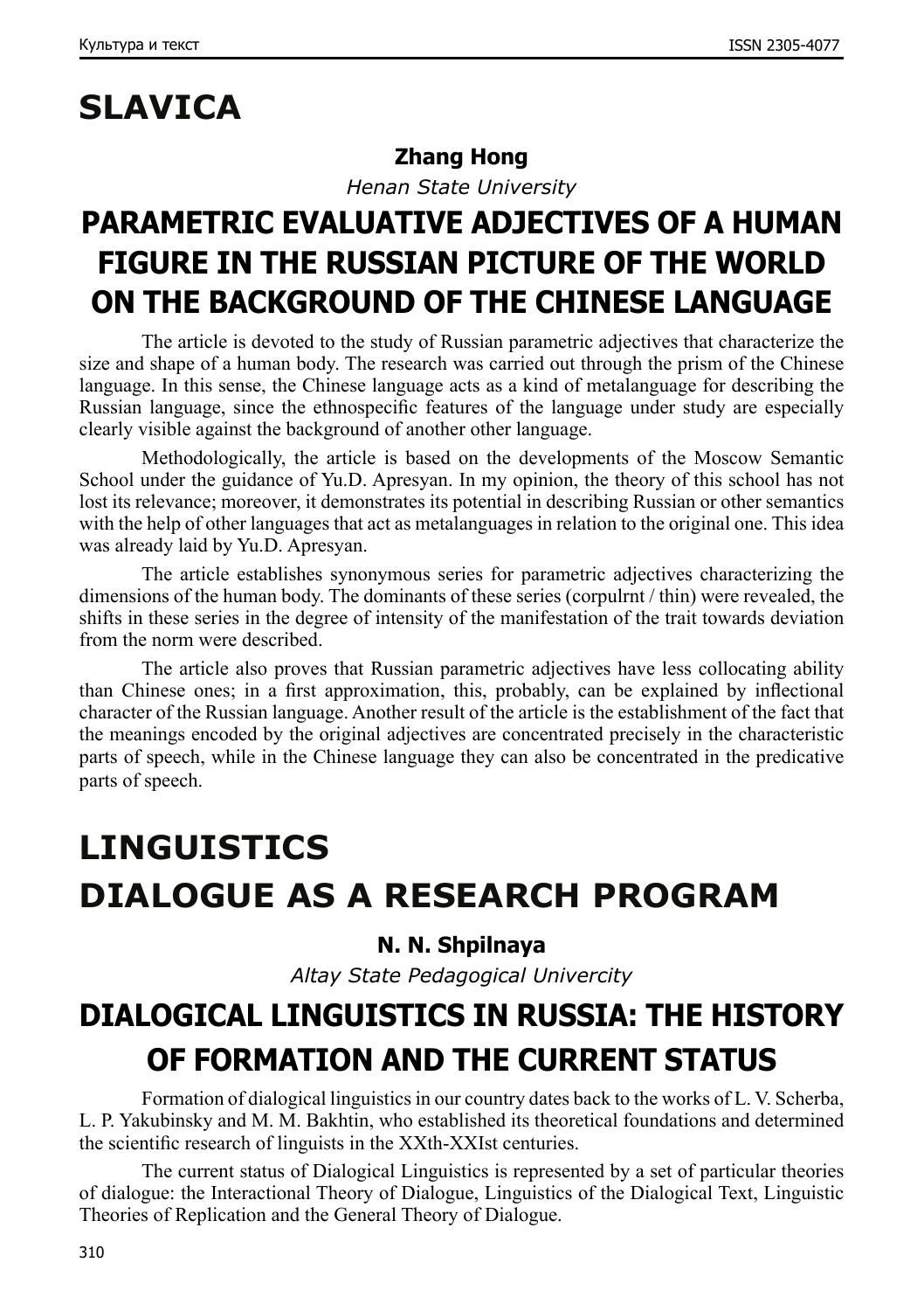# SLAVICA

**Zhang Hong**

*Henan State University*

## PARAMETRIC EVALUATIVE ADJECTIVES OF A HUMAN FIGURE IN THE RUSSIAN PICTURE OF THE WORLD ON THE BACKGROUND OF THE CHINESE LANGUAGE

The article is devoted to the study of Russian parametric adjectives that characterize the size and shape of a human body. The research was carried out through the prism of the Chinese language. In this sense, the Chinese language acts as a kind of metalanguage for describing the Russian language, since the ethnospecific features of the language under study are especially clearly visible against the background of another other language.

Methodologically, the article is based on the developments of the Moscow Semantic School under the guidance of Yu.D. Apresyan. In my opinion, the theory of this school has not lost its relevance; moreover, it demonstrates its potential in describing Russian or other semantics with the help of other languages that act as metalanguages in relation to the original one. This idea was already laid by Yu.D. Apresyan.

The article establishes synonymous series for parametric adjectives characterizing the dimensions of the human body. The dominants of these series (corpulrnt / thin) were revealed, the shifts in these series in the degree of intensity of the manifestation of the trait towards deviation from the norm were described.

The article also proves that Russian parametric adjectives have less collocating ability than Chinese ones; in a first approximation, this, probably, can be explained by inflectional character of the Russian language. Another result of the article is the establishment of the fact that the meanings encoded by the original adjectives are concentrated precisely in the characteristic parts of speech, while in the Chinese language they can also be concentrated in the predicative parts of speech.

# LINGUISTICS

# DIALOGUE AS A RESEARCH PROGRAM

**N. N. Shpilnaya**

*Altay State Pedagogical Univercity*

## DIALOGICAL LINGUISTICS IN RUSSIA: THE HISTORY OF FORMATION AND THE CURRENT STATUS

Formation of dialogical linguistics in our country dates back to the works of L. V. Scherba, L. P. Yakubinsky and M. M. Bakhtin, who established its theoretical foundations and determined the scientific research of linguists in the XXth-XXIst centuries.

The current status of Dialogical Linguistics is represented by a set of particular theories of dialogue: the Interactional Theory of Dialogue, Linguistics of the Dialogical Text, Linguistic Theories of Replication and the General Theory of Dialogue.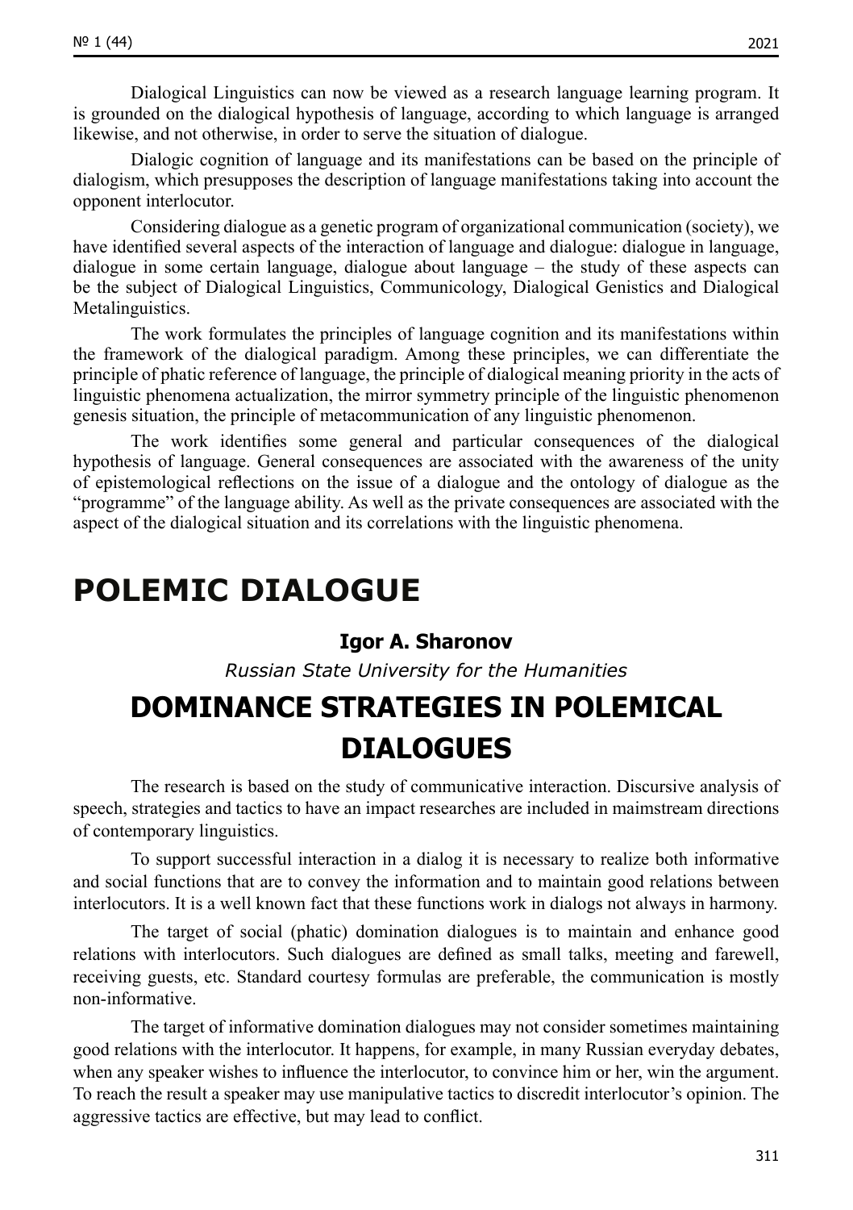Dialogical Linguistics can now be viewed as a research language learning program. It is grounded on the dialogical hypothesis of language, according to which language is arranged likewise, and not otherwise, in order to serve the situation of dialogue.

Dialogic cognition of language and its manifestations can be based on the principle of dialogism, which presupposes the description of language manifestations taking into account the opponent interlocutor.

Considering dialogue as a genetic program of organizational communication (society), we have identified several aspects of the interaction of language and dialogue: dialogue in language, dialogue in some certain language, dialogue about language – the study of these aspects can be the subject of Dialogical Linguistics, Communicology, Dialogical Genistics and Dialogical Metalinguistics.

The work formulates the principles of language cognition and its manifestations within the framework of the dialogical paradigm. Among these principles, we can differentiate the principle of phatic reference of language, the principle of dialogical meaning priority in the acts of linguistic phenomena actualization, the mirror symmetry principle of the linguistic phenomenon genesis situation, the principle of metacommunication of any linguistic phenomenon.

The work identifies some general and particular consequences of the dialogical hypothesis of language. General consequences are associated with the awareness of the unity of epistemological reflections on the issue of a dialogue and the ontology of dialogue as the "programme" of the language ability. As well as the private consequences are associated with the aspect of the dialogical situation and its correlations with the linguistic phenomena.

# POLEMIC DIALOGUE

**Igor A. Sharonov**

*Russian State University for the Humanities*

## DOMINANCE STRATEGIES IN POLEMICAL DIALOGUES

The research is based on the study of communicative interaction. Discursive analysis of speech, strategies and tactics to have an impact researches are included in maimstream directions of contemporary linguistics.

To support successful interaction in a dialog it is necessary to realize both informative and social functions that are to convey the information and to maintain good relations between interlocutors. It is a well known fact that these functions work in dialogs not always in harmony.

The target of social (phatic) domination dialogues is to maintain and enhance good relations with interlocutors. Such dialogues are defined as small talks, meeting and farewell, receiving guests, etc. Standard courtesy formulas are preferable, the communication is mostly non-informative.

The target of informative domination dialogues may not consider sometimes maintaining good relations with the interlocutor. It happens, for example, in many Russian everyday debates, when any speaker wishes to influence the interlocutor, to convince him or her, win the argument. To reach the result a speaker may use manipulative tactics to discredit interlocutor's opinion. The aggressive tactics are effective, but may lead to conflict.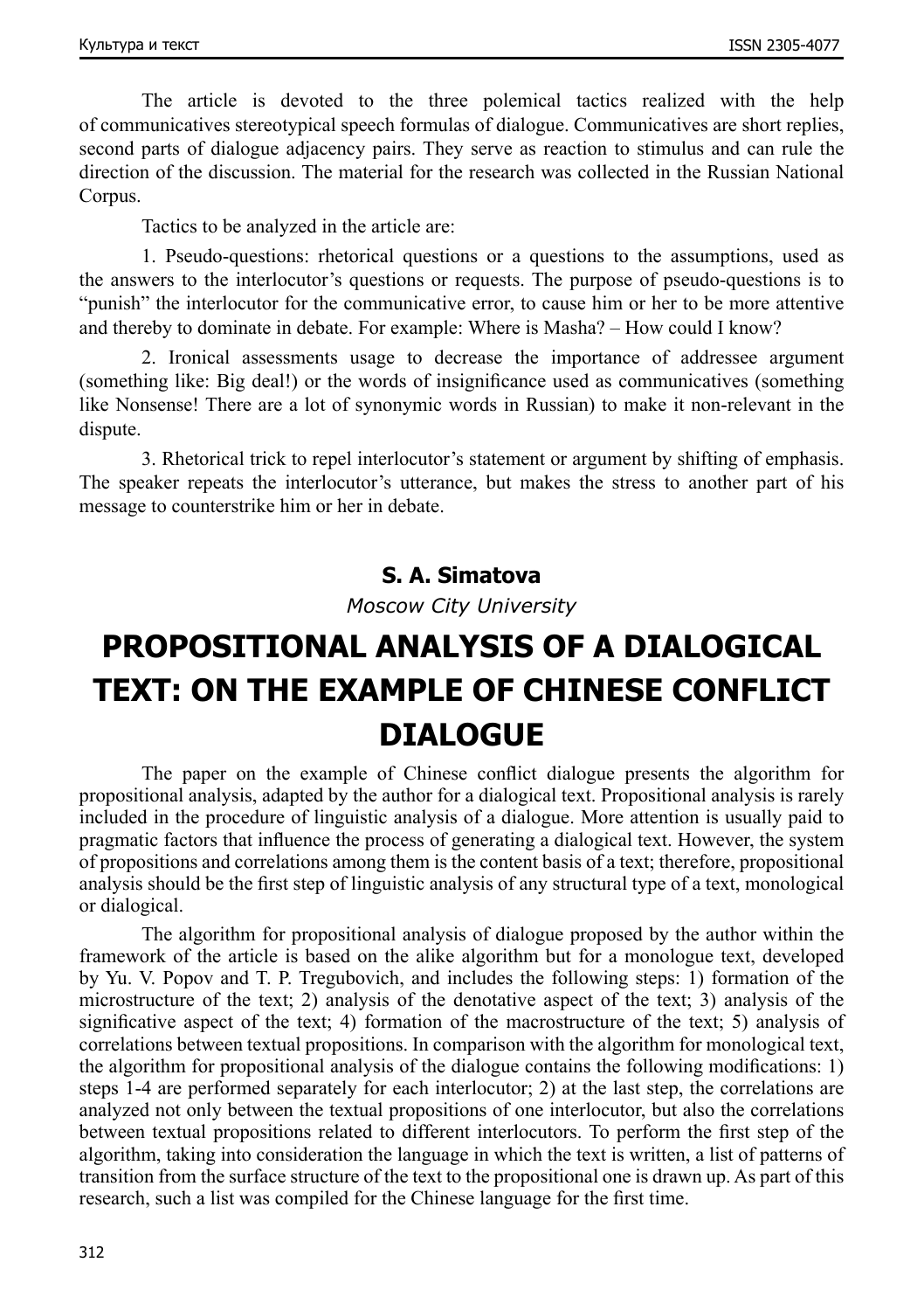The article is devoted to the three polemical tactics realized with the help of communicatives stereotypical speech formulas of dialogue. Communicatives are short replies, second parts of dialogue adjacency pairs. They serve as reaction to stimulus and can rule the direction of the discussion. The material for the research was collected in the Russian National Corpus.

Tactics to be analyzed in the article are:

1. Pseudo-questions: rhetorical questions or a questions to the assumptions, used as the answers to the interlocutor's questions or requests. The purpose of pseudo-questions is to "punish" the interlocutor for the communicative error, to cause him or her to be more attentive and thereby to dominate in debate. For example: Where is Masha? – How could I know?

2. Ironical assessments usage to decrease the importance of addressee argument (something like: Big deal!) or the words of insignificance used as communicatives (something like Nonsense! There are a lot of synonymic words in Russian) to make it non-relevant in the dispute.

3. Rhetorical trick to repel interlocutor's statement or argument by shifting of emphasis. The speaker repeats the interlocutor's utterance, but makes the stress to another part of his message to counterstrike him or her in debate.

**S. A. Simatova**

*Moscow City University*

# PROPOSITIONAL ANALYSIS OF A DIALOGICAL TEXT: ON THE EXAMPLE OF CHINESE CONFLICT DIALOGUE

The paper on the example of Chinese conflict dialogue presents the algorithm for propositional analysis, adapted by the author for a dialogical text. Propositional analysis is rarely included in the procedure of linguistic analysis of a dialogue. More attention is usually paid to pragmatic factors that influence the process of generating a dialogical text. However, the system of propositions and correlations among them is the content basis of a text; therefore, propositional analysis should be the first step of linguistic analysis of any structural type of a text, monological or dialogical.

The algorithm for propositional analysis of dialogue proposed by the author within the framework of the article is based on the alike algorithm but for a monologue text, developed by Yu. V. Popov and T. P. Tregubovich, and includes the following steps: 1) formation of the microstructure of the text; 2) analysis of the denotative aspect of the text; 3) analysis of the significative aspect of the text; 4) formation of the macrostructure of the text; 5) analysis of correlations between textual propositions. In comparison with the algorithm for monological text, the algorithm for propositional analysis of the dialogue contains the following modifications: 1) steps 1-4 are performed separately for each interlocutor; 2) at the last step, the correlations are analyzed not only between the textual propositions of one interlocutor, but also the correlations between textual propositions related to different interlocutors. To perform the first step of the algorithm, taking into consideration the language in which the text is written, a list of patterns of transition from the surface structure of the text to the propositional one is drawn up. As part of this research, such a list was compiled for the Chinese language for the first time.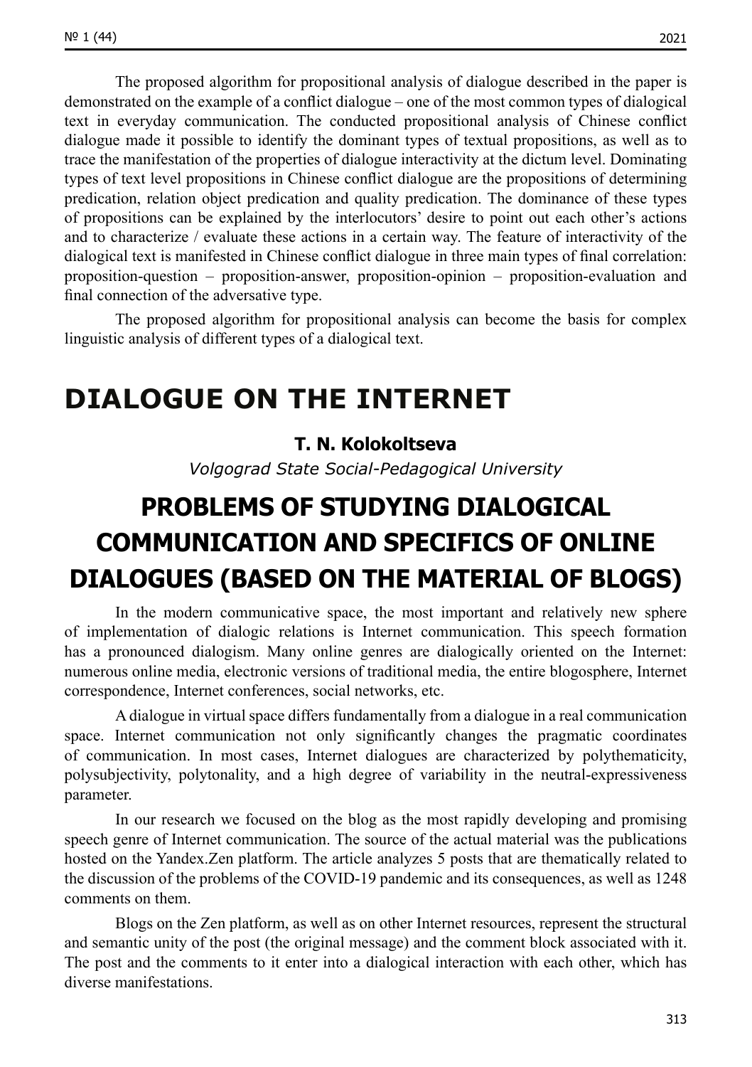The proposed algorithm for propositional analysis of dialogue described in the paper is demonstrated on the example of a conflict dialogue – one of the most common types of dialogical text in everyday communication. The conducted propositional analysis of Chinese conflict dialogue made it possible to identify the dominant types of textual propositions, as well as to trace the manifestation of the properties of dialogue interactivity at the dictum level. Dominating types of text level propositions in Chinese conflict dialogue are the propositions of determining predication, relation object predication and quality predication. The dominance of these types of propositions can be explained by the interlocutors' desire to point out each other's actions and to characterize / evaluate these actions in a certain way. The feature of interactivity of the dialogical text is manifested in Chinese conflict dialogue in three main types of final correlation: proposition-question – proposition-answer, proposition-opinion – proposition-evaluation and final connection of the adversative type.

The proposed algorithm for propositional analysis can become the basis for complex linguistic analysis of different types of a dialogical text.

# DIALOGUE ON THE INTERNET

**T. N. Kolokoltseva**

*Volgograd State Social-Pedagogical University*

## PROBLEMS OF STUDYING DIALOGICAL COMMUNICATION AND SPECIFICS OF ONLINE DIALOGUES (BASED ON THE MATERIAL OF BLOGS)

In the modern communicative space, the most important and relatively new sphere of implementation of dialogic relations is Internet communication. This speech formation has a pronounced dialogism. Many online genres are dialogically oriented on the Internet: numerous online media, electronic versions of traditional media, the entire blogosphere, Internet correspondence, Internet conferences, social networks, etc.

A dialogue in virtual space differs fundamentally from a dialogue in a real communication space. Internet communication not only significantly changes the pragmatic coordinates of communication. In most cases, Internet dialogues are characterized by polythematicity, polysubjectivity, polytonality, and a high degree of variability in the neutral-expressiveness parameter.

In our research we focused on the blog as the most rapidly developing and promising speech genre of Internet communication. The source of the actual material was the publications hosted on the Yandex.Zen platform. The article analyzes 5 posts that are thematically related to the discussion of the problems of the COVID-19 pandemic and its consequences, as well as 1248 comments on them.

Blogs on the Zen platform, as well as on other Internet resources, represent the structural and semantic unity of the post (the original message) and the comment block associated with it. The post and the comments to it enter into a dialogical interaction with each other, which has diverse manifestations.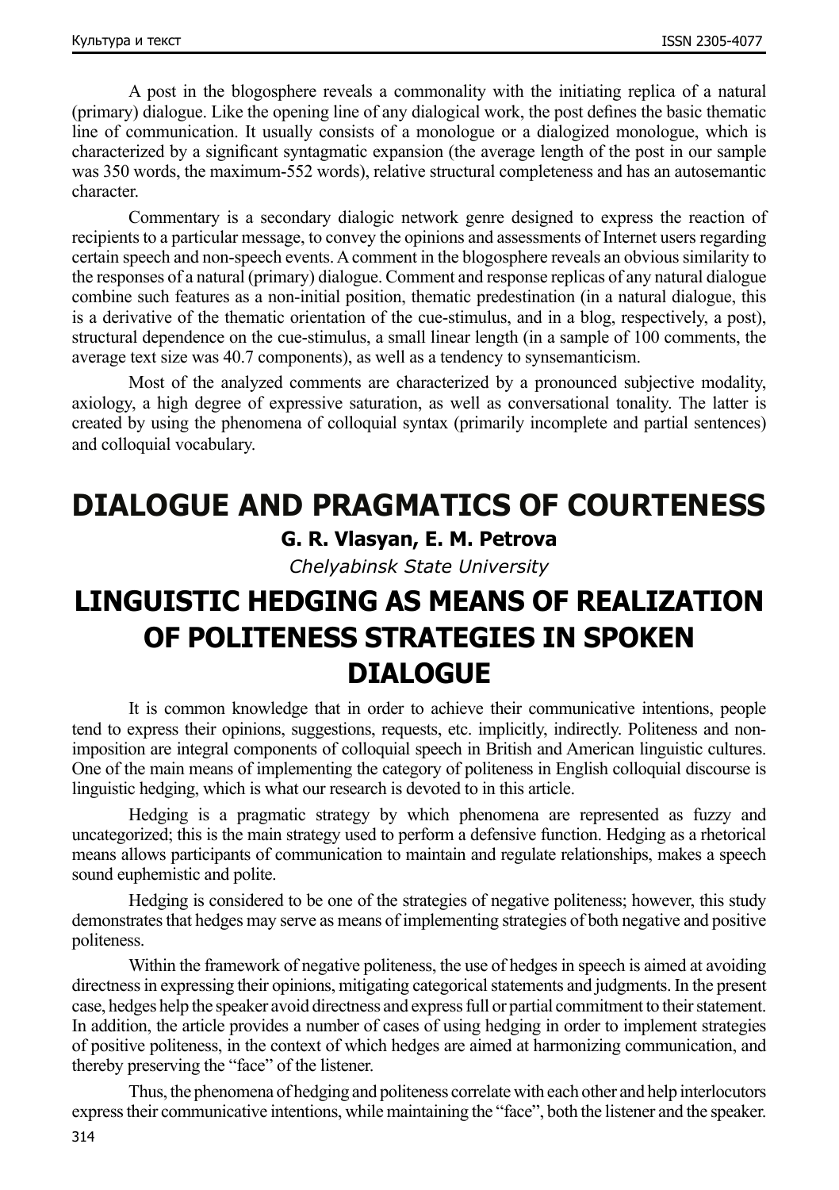A post in the blogosphere reveals a commonality with the initiating replica of a natural (primary) dialogue. Like the opening line of any dialogical work, the post defines the basic thematic line of communication. It usually consists of a monologue or a dialogized monologue, which is characterized by a significant syntagmatic expansion (the average length of the post in our sample was 350 words, the maximum-552 words), relative structural completeness and has an autosemantic character.

Commentary is a secondary dialogic network genre designed to express the reaction of recipients to a particular message, to convey the opinions and assessments of Internet users regarding certain speech and non-speech events. A comment in the blogosphere reveals an obvious similarity to the responses of a natural (primary) dialogue. Comment and response replicas of any natural dialogue combine such features as a non-initial position, thematic predestination (in a natural dialogue, this is a derivative of the thematic orientation of the cue-stimulus, and in a blog, respectively, a post), structural dependence on the cue-stimulus, a small linear length (in a sample of 100 comments, the average text size was 40.7 components), as well as a tendency to synsemanticism.

Most of the analyzed comments are characterized by a pronounced subjective modality, axiology, a high degree of expressive saturation, as well as conversational tonality. The latter is created by using the phenomena of colloquial syntax (primarily incomplete and partial sentences) and colloquial vocabulary.

# DIALOGUE AND PRAGMATICS OF COURTENESS

**G. R. Vlasyan, E. M. Petrova**

*Chelyabinsk State University*

# LINGUISTIC HEDGING AS MEANS OF REALIZATION OF POLITENESS STRATEGIES IN SPOKEN DIALOGUE

It is common knowledge that in order to achieve their communicative intentions, people tend to express their opinions, suggestions, requests, etc. implicitly, indirectly. Politeness and non-imposition are integral components of colloquial speech in British and American linguistic cultures. One of the main means of implementing the category of politeness in English colloquial discourse is linguistic hedging, which is what our research is devoted to in this article.

Hedging is a pragmatic strategy by which phenomena are represented as fuzzy and uncategorized; this is the main strategy used to perform a defensive function. Hedging as a rhetorical means allows participants of communication to maintain and regulate relationships, makes a speech sound euphemistic and polite.

Hedging is considered to be one of the strategies of negative politeness; however, this study demonstrates that hedges may serve as means of implementing strategies of both negative and positive politeness.

Within the framework of negative politeness, the use of hedges in speech is aimed at avoiding directness in expressing their opinions, mitigating categorical statements and judgments. In the present case, hedges help the speaker avoid directness and express full or partial commitment to their statement. In addition, the article provides a number of cases of using hedging in order to implement strategies of positive politeness, in the context of which hedges are aimed at harmonizing communication, and thereby preserving the "face" of the listener.

Thus, the phenomena of hedging and politeness correlate with each other and help interlocutors express their communicative intentions, while maintaining the "face", both the listener and the speaker.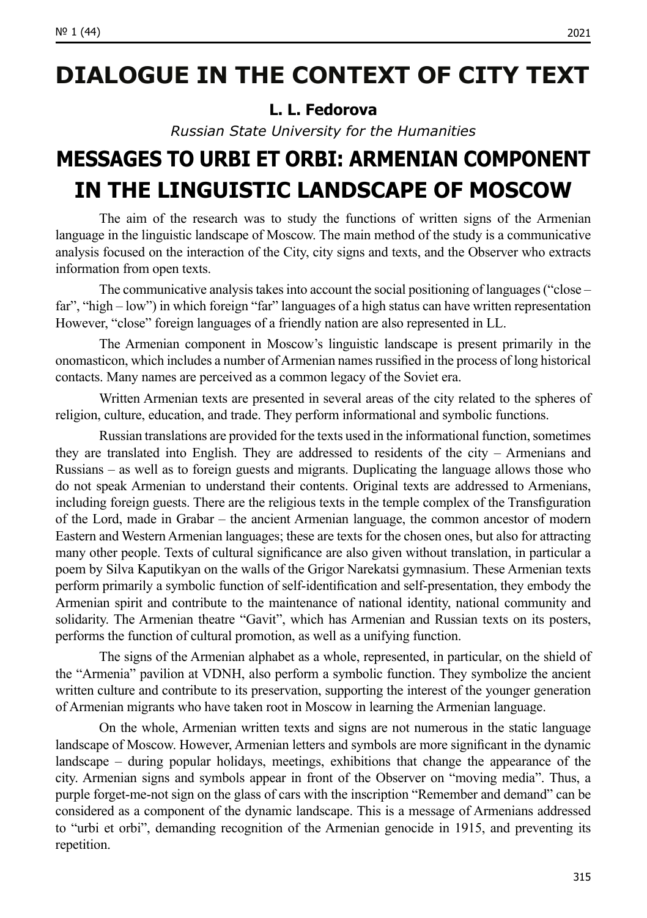# DIALOGUE IN THE CONTEXT OF CITY TEXT

**L. L. Fedorova**

*Russian State University for the Humanities*

## MESSAGES TO URBI ET ORBI: ARMENIAN COMPONENT IN THE LINGUISTIC LANDSCAPE OF MOSCOW

The aim of the research was to study the functions of written signs of the Armenian language in the linguistic landscape of Moscow. The main method of the study is a communicative analysis focused on the interaction of the City, city signs and texts, and the Observer who extracts information from open texts.

The communicative analysis takes into account the social positioning of languages ("close – far", "high – low") in which foreign "far" languages of a high status can have written representation However, "close" foreign languages of a friendly nation are also represented in LL.

The Armenian component in Moscow's linguistic landscape is present primarily in the onomasticon, which includes a number of Armenian names russified in the process of long historical contacts. Many names are perceived as a common legacy of the Soviet era.

Written Armenian texts are presented in several areas of the city related to the spheres of religion, culture, education, and trade. They perform informational and symbolic functions.

Russian translations are provided for the texts used in the informational function, sometimes they are translated into English. They are addressed to residents of the city – Armenians and Russians – as well as to foreign guests and migrants. Duplicating the language allows those who do not speak Armenian to understand their contents. Original texts are addressed to Armenians, including foreign guests. There are the religious texts in the temple complex of the Transfiguration of the Lord, made in Grabar – the ancient Armenian language, the common ancestor of modern Eastern and Western Armenian languages; these are texts for the chosen ones, but also for attracting many other people. Texts of cultural significance are also given without translation, in particular a poem by Silva Kaputikyan on the walls of the Grigor Narekatsi gymnasium. These Armenian texts perform primarily a symbolic function of self-identification and self-presentation, they embody the Armenian spirit and contribute to the maintenance of national identity, national community and solidarity. The Armenian theatre "Gavit", which has Armenian and Russian texts on its posters, performs the function of cultural promotion, as well as a unifying function.

The signs of the Armenian alphabet as a whole, represented, in particular, on the shield of the "Armenia" pavilion at VDNH, also perform a symbolic function. They symbolize the ancient written culture and contribute to its preservation, supporting the interest of the younger generation of Armenian migrants who have taken root in Moscow in learning the Armenian language.

On the whole, Armenian written texts and signs are not numerous in the static language landscape of Moscow. However, Armenian letters and symbols are more significant in the dynamic landscape – during popular holidays, meetings, exhibitions that change the appearance of the city. Armenian signs and symbols appear in front of the Observer on "moving media". Thus, a purple forget-me-not sign on the glass of cars with the inscription "Remember and demand" can be considered as a component of the dynamic landscape. This is a message of Armenians addressed to "urbi et orbi", demanding recognition of the Armenian genocide in 1915, and preventing its repetition.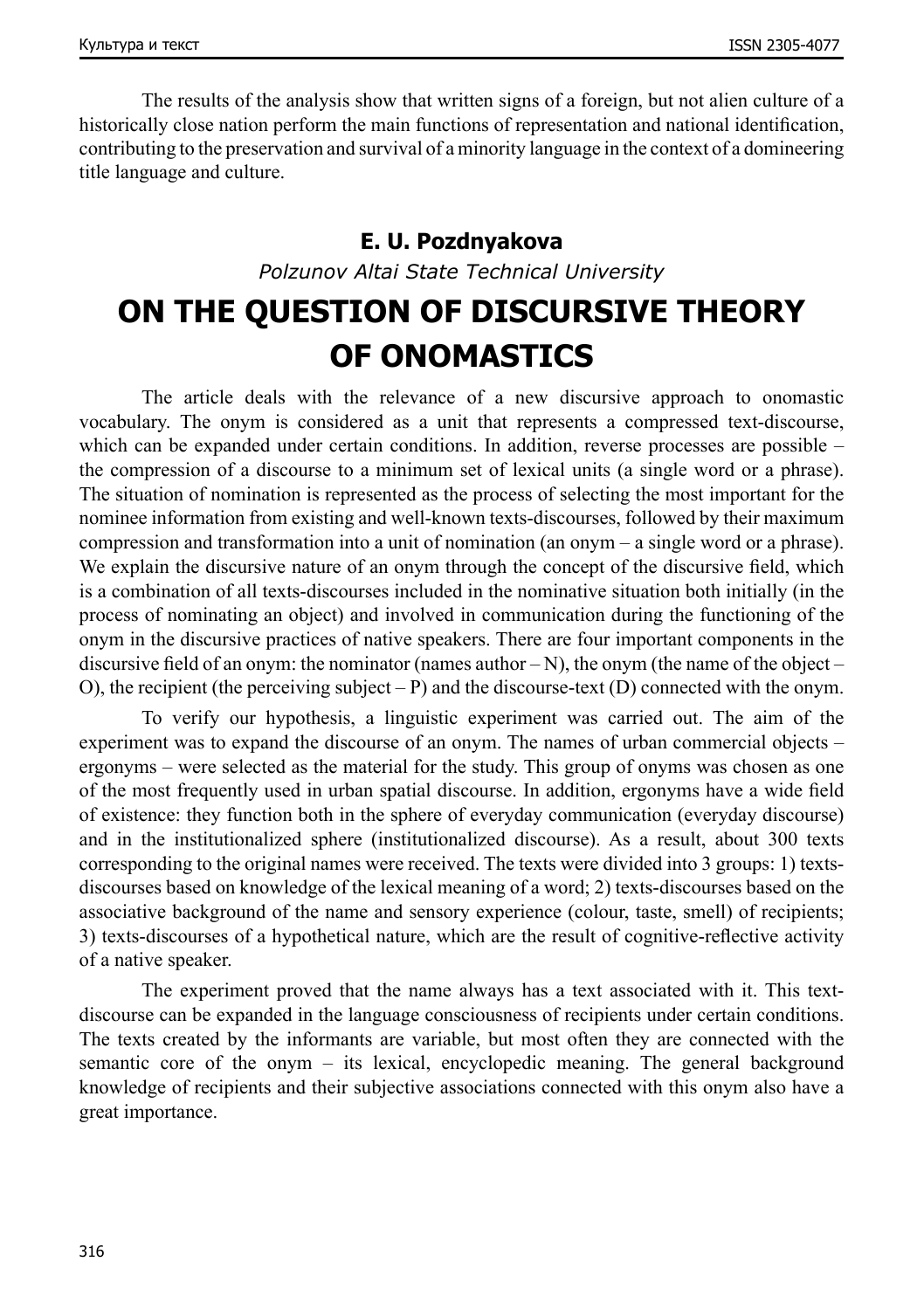The results of the analysis show that written signs of a foreign, but not alien culture of a historically close nation perform the main functions of representation and national identification, contributing to the preservation and survival of a minority language in the context of a domineering title language and culture.

**E. U. Pozdnyakova**

*Polzunov Altai State Technical University*

# ON THE QUESTION OF DISCURSIVE THEORY OF ONOMASTICS

The article deals with the relevance of a new discursive approach to onomastic vocabulary. The onym is considered as a unit that represents a compressed text-discourse, which can be expanded under certain conditions. In addition, reverse processes are possible – the compression of a discourse to a minimum set of lexical units (a single word or a phrase). The situation of nomination is represented as the process of selecting the most important for the nominee information from existing and well-known texts-discourses, followed by their maximum compression and transformation into a unit of nomination (an onym – a single word or a phrase). We explain the discursive nature of an onym through the concept of the discursive field, which is a combination of all texts-discourses included in the nominative situation both initially (in the process of nominating an object) and involved in communication during the functioning of the onym in the discursive practices of native speakers. There are four important components in the discursive field of an onym: the nominator (names author – N), the onym (the name of the object – O), the recipient (the perceiving subject – P) and the discourse-text (D) connected with the onym.

To verify our hypothesis, a linguistic experiment was carried out. The aim of the experiment was to expand the discourse of an onym. The names of urban commercial objects – ergonyms – were selected as the material for the study. This group of onyms was chosen as one of the most frequently used in urban spatial discourse. In addition, ergonyms have a wide field of existence: they function both in the sphere of everyday communication (everyday discourse) and in the institutionalized sphere (institutionalized discourse). As a result, about 300 texts corresponding to the original names were received. The texts were divided into 3 groups: 1) texts-discourses based on knowledge of the lexical meaning of a word; 2) texts-discourses based on the associative background of the name and sensory experience (colour, taste, smell) of recipients; 3) texts-discourses of a hypothetical nature, which are the result of cognitive-reflective activity of a native speaker.

The experiment proved that the name always has a text associated with it. This text-discourse can be expanded in the language consciousness of recipients under certain conditions. The texts created by the informants are variable, but most often they are connected with the semantic core of the onym – its lexical, encyclopedic meaning. The general background knowledge of recipients and their subjective associations connected with this onym also have a great importance.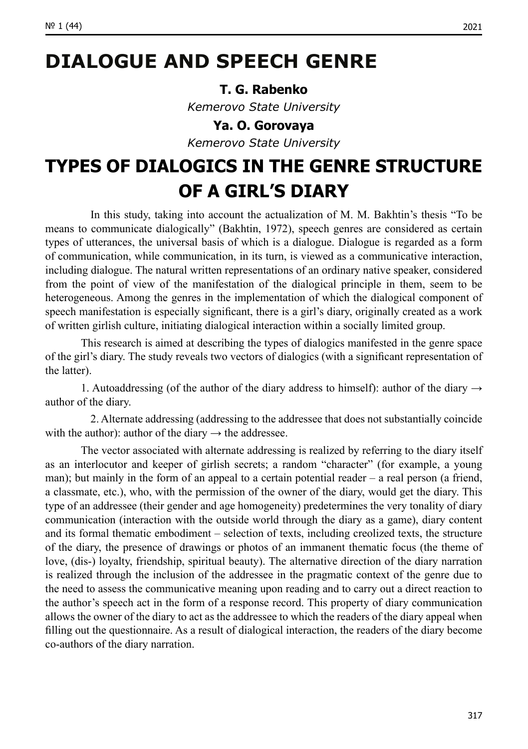# DIALOGUE AND SPEECH GENRE

**T. G. Rabenko**

*Kemerovo State University*

**Ya. O. Gorovaya**

*Kemerovo State University*

# TYPES OF DIALOGICS IN THE GENRE STRUCTURE OF A GIRL'S DIARY

In this study, taking into account the actualization of M. M. Bakhtin's thesis "To be means to communicate dialogically" (Bakhtin, 1972), speech genres are considered as certain types of utterances, the universal basis of which is a dialogue. Dialogue is regarded as a form of communication, while communication, in its turn, is viewed as a communicative interaction, including dialogue. The natural written representations of an ordinary native speaker, considered from the point of view of the manifestation of the dialogical principle in them, seem to be heterogeneous. Among the genres in the implementation of which the dialogical component of speech manifestation is especially significant, there is a girl's diary, originally created as a work of written girlish culture, initiating dialogical interaction within a socially limited group.

This research is aimed at describing the types of dialogics manifested in the genre space of the girl's diary. The study reveals two vectors of dialogics (with a significant representation of the latter).

1. Autoaddressing (of the author of the diary address to himself): author of the diary → author of the diary.

2. Alternate addressing (addressing to the addressee that does not substantially coincide with the author): author of the diary → the addressee.

The vector associated with alternate addressing is realized by referring to the diary itself as an interlocutor and keeper of girlish secrets; a random "character" (for example, a young man); but mainly in the form of an appeal to a certain potential reader – a real person (a friend, a classmate, etc.), who, with the permission of the owner of the diary, would get the diary. This type of an addressee (their gender and age homogeneity) predetermines the very tonality of diary communication (interaction with the outside world through the diary as a game), diary content and its formal thematic embodiment – selection of texts, including creolized texts, the structure of the diary, the presence of drawings or photos of an immanent thematic focus (the theme of love, (dis-) loyalty, friendship, spiritual beauty). The alternative direction of the diary narration is realized through the inclusion of the addressee in the pragmatic context of the genre due to the need to assess the communicative meaning upon reading and to carry out a direct reaction to the author's speech act in the form of a response record. This property of diary communication allows the owner of the diary to act as the addressee to which the readers of the diary appeal when filling out the questionnaire. As a result of dialogical interaction, the readers of the diary become co-authors of the diary narration.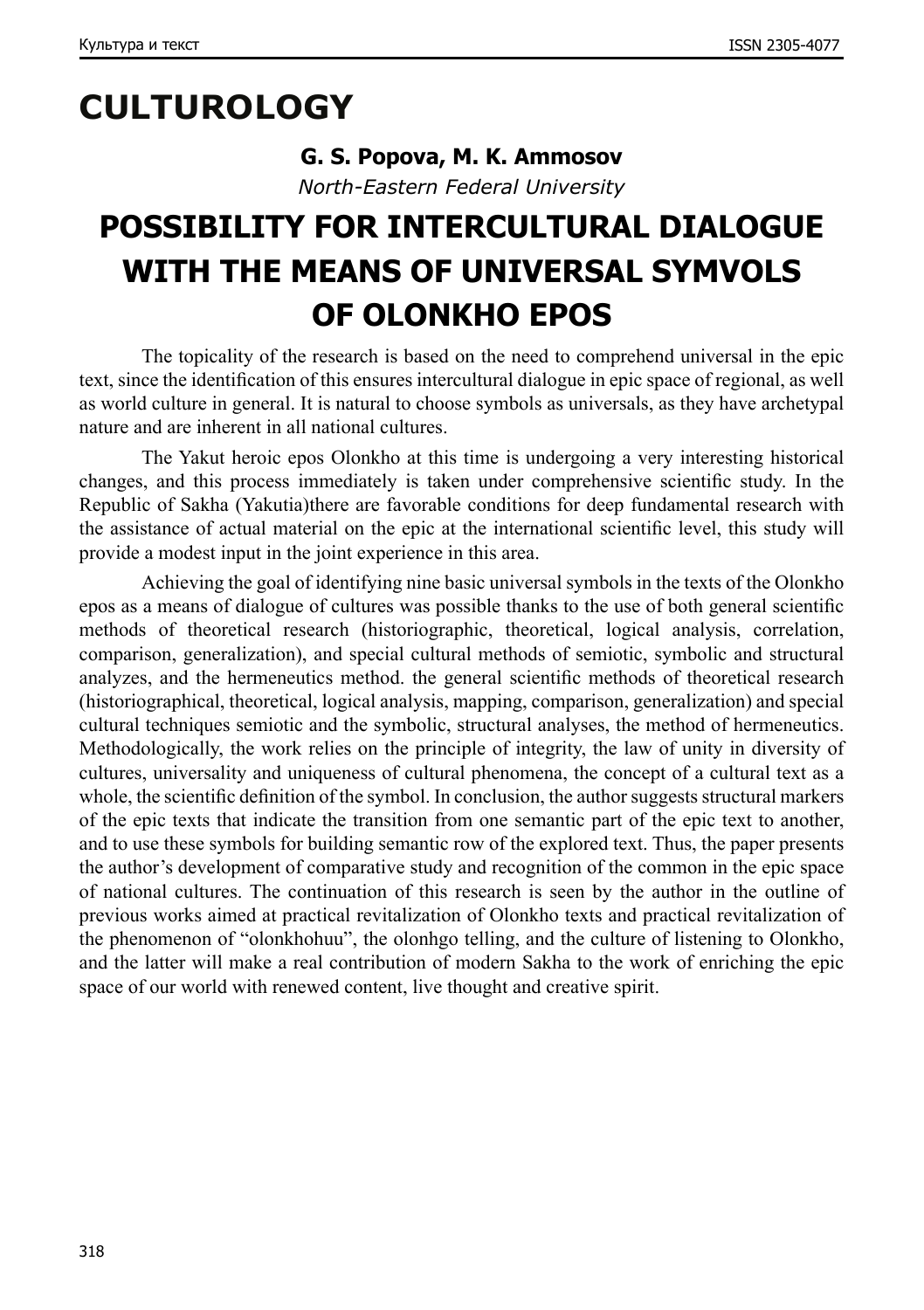# CULTUROLOGY

**G. S. Popova, M. K. Ammosov**

*North-Eastern Federal University*

## POSSIBILITY FOR INTERCULTURAL DIALOGUE WITH THE MEANS OF UNIVERSAL SYMVOLS OF OLONKHO EPOS

The topicality of the research is based on the need to comprehend universal in the epic text, since the identification of this ensures intercultural dialogue in epic space of regional, as well as world culture in general. It is natural to choose symbols as universals, as they have archetypal nature and are inherent in all national cultures.

The Yakut heroic epos Olonkho at this time is undergoing a very interesting historical changes, and this process immediately is taken under comprehensive scientific study. In the Republic of Sakha (Yakutia)there are favorable conditions for deep fundamental research with the assistance of actual material on the epic at the international scientific level, this study will provide a modest input in the joint experience in this area.

Achieving the goal of identifying nine basic universal symbols in the texts of the Olonkho epos as a means of dialogue of cultures was possible thanks to the use of both general scientific methods of theoretical research (historiographic, theoretical, logical analysis, correlation, comparison, generalization), and special cultural methods of semiotic, symbolic and structural analyzes, and the hermeneutics method. the general scientific methods of theoretical research (historiographical, theoretical, logical analysis, mapping, comparison, generalization) and special cultural techniques semiotic and the symbolic, structural analyses, the method of hermeneutics. Methodologically, the work relies on the principle of integrity, the law of unity in diversity of cultures, universality and uniqueness of cultural phenomena, the concept of a cultural text as a whole, the scientific definition of the symbol. In conclusion, the author suggests structural markers of the epic texts that indicate the transition from one semantic part of the epic text to another, and to use these symbols for building semantic row of the explored text. Thus, the paper presents the author's development of comparative study and recognition of the common in the epic space of national cultures. The continuation of this research is seen by the author in the outline of previous works aimed at practical revitalization of Olonkho texts and practical revitalization of the phenomenon of "olonkhohuu", the olonhgo telling, and the culture of listening to Olonkho, and the latter will make a real contribution of modern Sakha to the work of enriching the epic space of our world with renewed content, live thought and creative spirit.